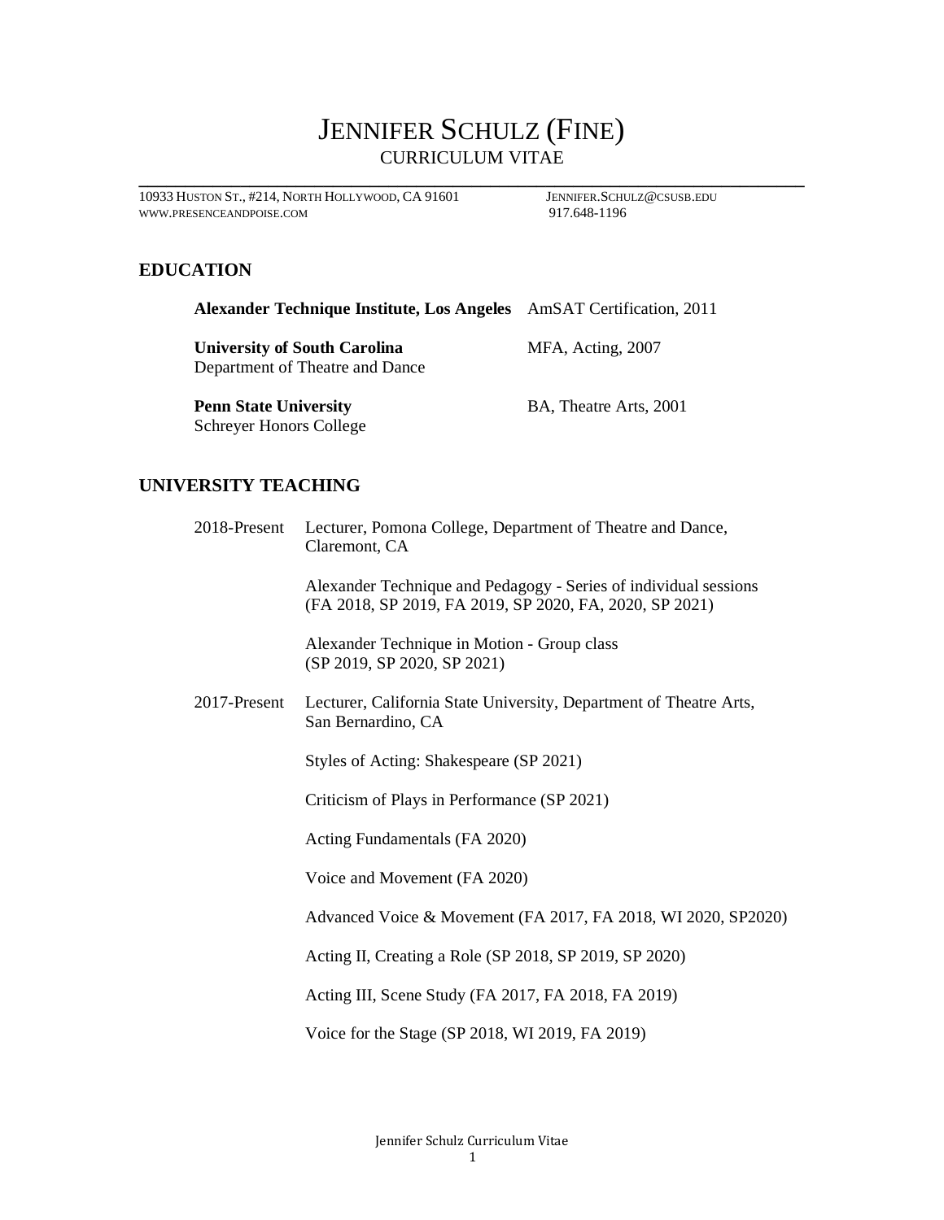# JENNIFER SCHULZ (FINE)

CURRICULUM VITAE

10933 HUSTON ST., #214, NORTH HOLLYWOOD, CA 91601
WWW.PRESENCEANDPOISE.COM

JENNIFER.SCHULZ@CSUSB.EDU
917.648-1196

## EDUCATION

**Alexander Technique Institute, Los Angeles** AmSAT Certification, 2011

**University of South Carolina** MFA, Acting, 2007
Department of Theatre and Dance

**Penn State University** BA, Theatre Arts, 2001
Schreyer Honors College

## UNIVERSITY TEACHING

2018-Present Lecturer, Pomona College, Department of Theatre and Dance, Claremont, CA

Alexander Technique and Pedagogy - Series of individual sessions (FA 2018, SP 2019, FA 2019, SP 2020, FA, 2020, SP 2021)

Alexander Technique in Motion - Group class (SP 2019, SP 2020, SP 2021)

2017-Present Lecturer, California State University, Department of Theatre Arts, San Bernardino, CA

Styles of Acting: Shakespeare (SP 2021)

Criticism of Plays in Performance (SP 2021)

Acting Fundamentals (FA 2020)

Voice and Movement (FA 2020)

Advanced Voice & Movement (FA 2017, FA 2018, WI 2020, SP2020)

Acting II, Creating a Role (SP 2018, SP 2019, SP 2020)

Acting III, Scene Study (FA 2017, FA 2018, FA 2019)

Voice for the Stage (SP 2018, WI 2019, FA 2019)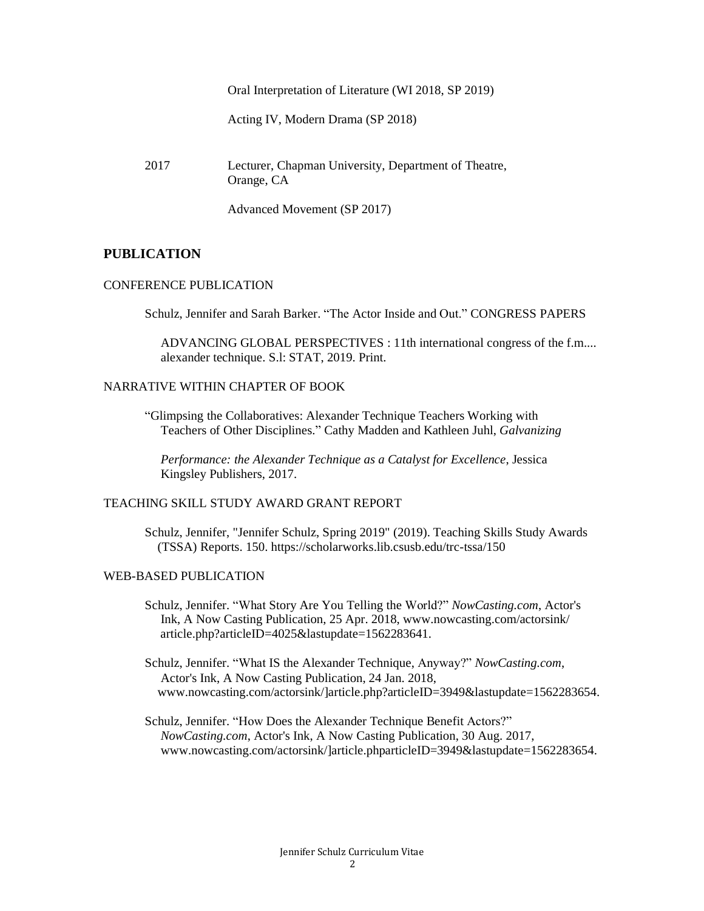Oral Interpretation of Literature (WI 2018, SP 2019)

Acting IV, Modern Drama (SP 2018)

2017 Lecturer, Chapman University, Department of Theatre, Orange, CA

Advanced Movement (SP 2017)

## PUBLICATION

### CONFERENCE PUBLICATION

Schulz, Jennifer and Sarah Barker. "The Actor Inside and Out." CONGRESS PAPERS ADVANCING GLOBAL PERSPECTIVES : 11th international congress of the f.m.... alexander technique. S.l: STAT, 2019. Print.

### NARRATIVE WITHIN CHAPTER OF BOOK

"Glimpsing the Collaboratives: Alexander Technique Teachers Working with Teachers of Other Disciplines." Cathy Madden and Kathleen Juhl, *Galvanizing Performance: the Alexander Technique as a Catalyst for Excellence*, Jessica Kingsley Publishers, 2017.

### TEACHING SKILL STUDY AWARD GRANT REPORT

Schulz, Jennifer, "Jennifer Schulz, Spring 2019" (2019). Teaching Skills Study Awards (TSSA) Reports. 150. https://scholarworks.lib.csusb.edu/trc-tssa/150

### WEB-BASED PUBLICATION

Schulz, Jennifer. "What Story Are You Telling the World?" *NowCasting.com*, Actor's Ink, A Now Casting Publication, 25 Apr. 2018, www.nowcasting.com/actorsink/article.php?articleID=4025&lastupdate=1562283641.

Schulz, Jennifer. "What IS the Alexander Technique, Anyway?" *NowCasting.com*, Actor's Ink, A Now Casting Publication, 24 Jan. 2018, www.nowcasting.com/actorsink/]article.php?articleID=3949&lastupdate=1562283654.

Schulz, Jennifer. "How Does the Alexander Technique Benefit Actors?" *NowCasting.com*, Actor's Ink, A Now Casting Publication, 30 Aug. 2017, www.nowcasting.com/actorsink/]article.phparticleID=3949&lastupdate=1562283654.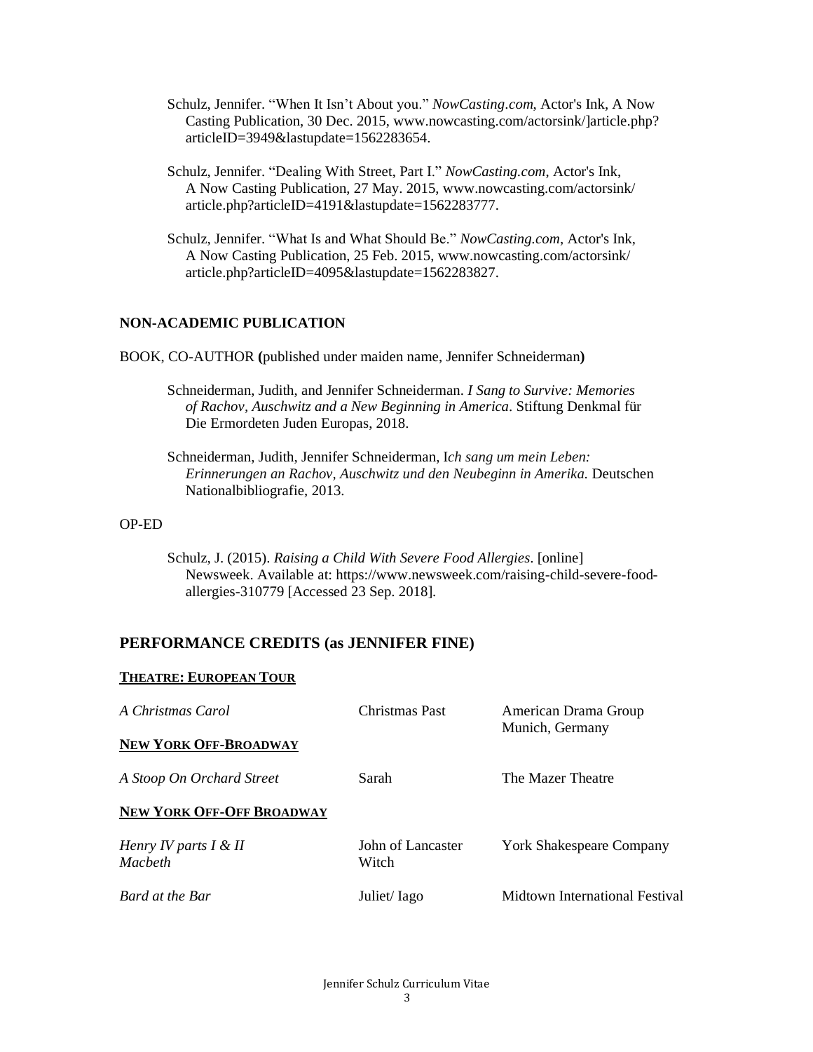Schulz, Jennifer. "When It Isn't About you." *NowCasting.com*, Actor's Ink, A Now Casting Publication, 30 Dec. 2015, www.nowcasting.com/actorsink/]article.php?articleID=3949&lastupdate=1562283654.

Schulz, Jennifer. "Dealing With Street, Part I." *NowCasting.com*, Actor's Ink, A Now Casting Publication, 27 May. 2015, www.nowcasting.com/actorsink/article.php?articleID=4191&lastupdate=1562283777.

Schulz, Jennifer. "What Is and What Should Be." *NowCasting.com*, Actor's Ink, A Now Casting Publication, 25 Feb. 2015, www.nowcasting.com/actorsink/article.php?articleID=4095&lastupdate=1562283827.

### NON-ACADEMIC PUBLICATION

BOOK, CO-AUTHOR **(**published under maiden name, Jennifer Schneiderman**)**

Schneiderman, Judith, and Jennifer Schneiderman. *I Sang to Survive: Memories of Rachov, Auschwitz and a New Beginning in America*. Stiftung Denkmal für Die Ermordeten Juden Europas, 2018.

Schneiderman, Judith, Jennifer Schneiderman, I*ch sang um mein Leben: Erinnerungen an Rachov, Auschwitz und den Neubeginn in Amerika.* Deutschen Nationalbibliografie, 2013.

OP-ED

Schulz, J. (2015). *Raising a Child With Severe Food Allergies*. [online] Newsweek. Available at: https://www.newsweek.com/raising-child-severe-food-allergies-310779 [Accessed 23 Sep. 2018].

## PERFORMANCE CREDITS (as JENNIFER FINE)

**THEATRE: EUROPEAN TOUR**

| | | |
|---|---|---|
| *A Christmas Carol* | Christmas Past | American Drama Group Munich, Germany |

**NEW YORK OFF-BROADWAY**

| | | |
|---|---|---|
| *A Stoop On Orchard Street* | Sarah | The Mazer Theatre |

**NEW YORK OFF-OFF BROADWAY**

| | | |
|---|---|---|
| *Henry IV parts I & II* | John of Lancaster | York Shakespeare Company |
| *Macbeth* | Witch | |
| *Bard at the Bar* | Juliet/ Iago | Midtown International Festival |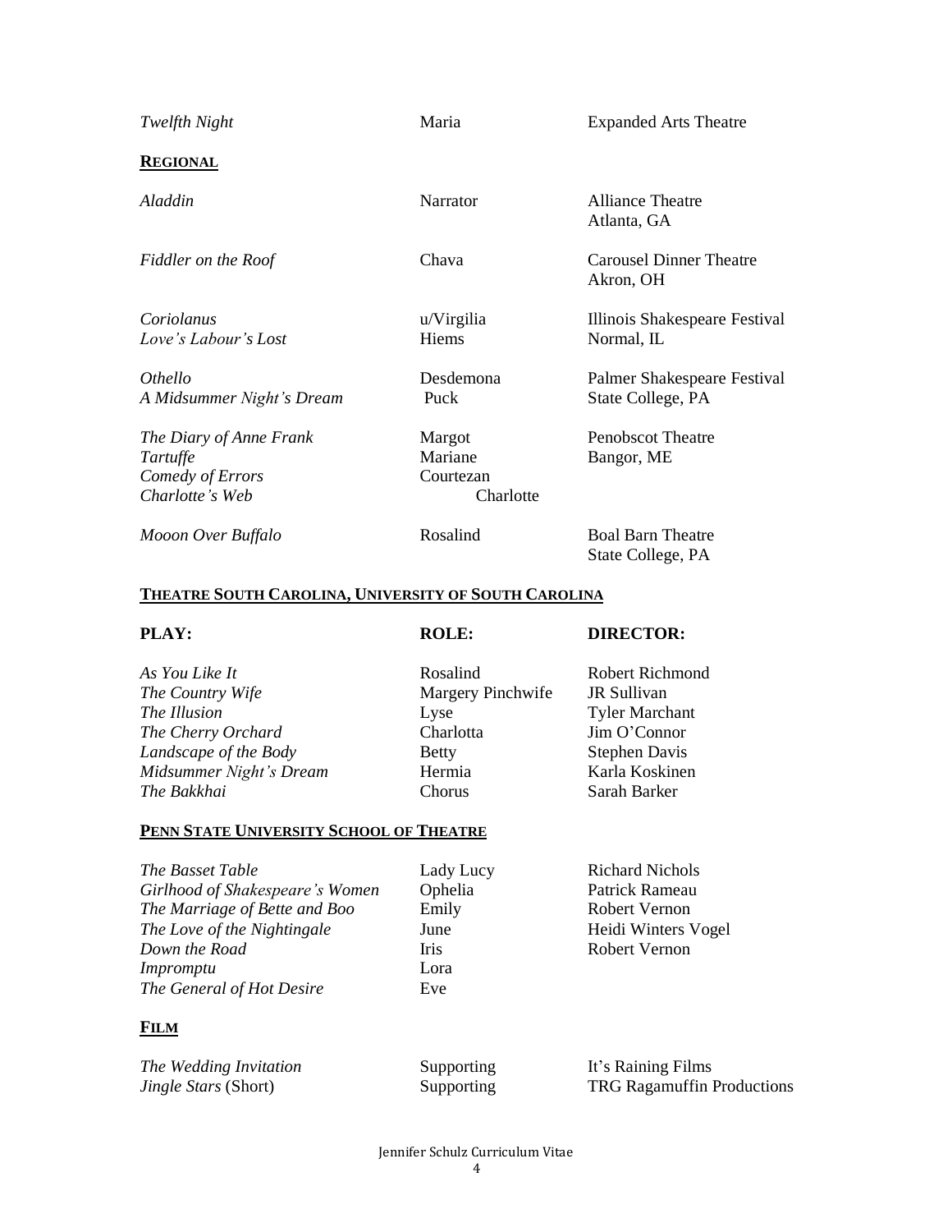| | | |
|---|---|---|
| *Twelfth Night* | Maria | Expanded Arts Theatre |

**REGIONAL**

| | | |
|---|---|---|
| *Aladdin* | Narrator | Alliance Theatre<br>Atlanta, GA |
| *Fiddler on the Roof* | Chava | Carousel Dinner Theatre<br>Akron, OH |
| *Coriolanus*<br>*Love's Labour's Lost* | u/Virgilia<br>Hiems | Illinois Shakespeare Festival<br>Normal, IL |
| *Othello*<br>*A Midsummer Night's Dream* | Desdemona<br>Puck | Palmer Shakespeare Festival<br>State College, PA |
| *The Diary of Anne Frank*<br>*Tartuffe*<br>*Comedy of Errors*<br>*Charlotte's Web* | Margot<br>Mariane<br>Courtezan<br>Charlotte | Penobscot Theatre<br>Bangor, ME |
| *Mooon Over Buffalo* | Rosalind | Boal Barn Theatre<br>State College, PA |

**THEATRE SOUTH CAROLINA, UNIVERSITY OF SOUTH CAROLINA**

| PLAY: | ROLE: | DIRECTOR: |
|---|---|---|
| *As You Like It* | Rosalind | Robert Richmond |
| *The Country Wife* | Margery Pinchwife | JR Sullivan |
| *The Illusion* | Lyse | Tyler Marchant |
| *The Cherry Orchard* | Charlotta | Jim O'Connor |
| *Landscape of the Body* | Betty | Stephen Davis |
| *Midsummer Night's Dream* | Hermia | Karla Koskinen |
| *The Bakkhai* | Chorus | Sarah Barker |

**PENN STATE UNIVERSITY SCHOOL OF THEATRE**

| | | |
|---|---|---|
| *The Basset Table* | Lady Lucy | Richard Nichols |
| *Girlhood of Shakespeare's Women* | Ophelia | Patrick Rameau |
| *The Marriage of Bette and Boo* | Emily | Robert Vernon |
| *The Love of the Nightingale* | June | Heidi Winters Vogel |
| *Down the Road* | Iris | Robert Vernon |
| *Impromptu* | Lora | |
| *The General of Hot Desire* | Eve | |

**FILM**

| | | |
|---|---|---|
| *The Wedding Invitation* | Supporting | It's Raining Films |
| *Jingle Stars* (Short) | Supporting | TRG Ragamuffin Productions |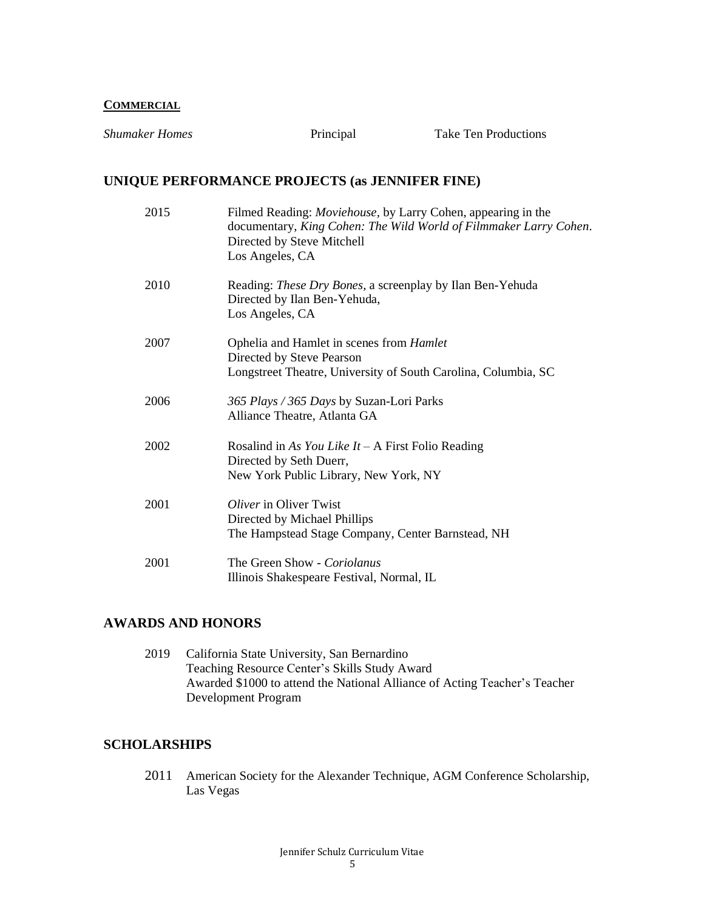**COMMERCIAL**

| | | |
|---|---|---|
| *Shumaker Homes* | Principal | Take Ten Productions |

## UNIQUE PERFORMANCE PROJECTS (as JENNIFER FINE)

2015 — Filmed Reading: *Moviehouse,* by Larry Cohen, appearing in the documentary, *King Cohen: The Wild World of Filmmaker Larry Cohen*.
Directed by Steve Mitchell
Los Angeles, CA

2010 — Reading: *These Dry Bones*, a screenplay by Ilan Ben-Yehuda
Directed by Ilan Ben-Yehuda,
Los Angeles, CA

2007 — Ophelia and Hamlet in scenes from *Hamlet*
Directed by Steve Pearson
Longstreet Theatre, University of South Carolina, Columbia, SC

2006 — *365 Plays / 365 Days* by Suzan-Lori Parks
Alliance Theatre, Atlanta GA

2002 — Rosalind in *As You Like It* – A First Folio Reading
Directed by Seth Duerr,
New York Public Library, New York, NY

2001 — *Oliver* in Oliver Twist
Directed by Michael Phillips
The Hampstead Stage Company, Center Barnstead, NH

2001 — The Green Show - *Coriolanus*
Illinois Shakespeare Festival, Normal, IL

## AWARDS AND HONORS

2019 — California State University, San Bernardino
Teaching Resource Center's Skills Study Award
Awarded $1000 to attend the National Alliance of Acting Teacher's Teacher Development Program

## SCHOLARSHIPS

2011 — American Society for the Alexander Technique, AGM Conference Scholarship, Las Vegas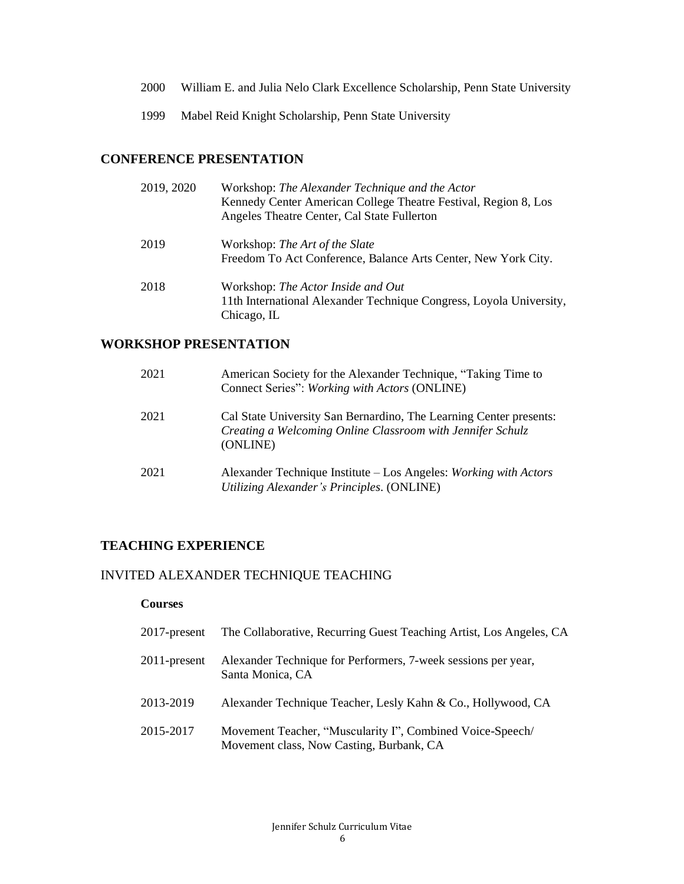2000 William E. and Julia Nelo Clark Excellence Scholarship, Penn State University

1999 Mabel Reid Knight Scholarship, Penn State University

## CONFERENCE PRESENTATION

2019, 2020 Workshop: *The Alexander Technique and the Actor*
Kennedy Center American College Theatre Festival, Region 8, Los Angeles Theatre Center, Cal State Fullerton

2019 Workshop: *The Art of the Slate*
Freedom To Act Conference, Balance Arts Center, New York City.

2018 Workshop: *The Actor Inside and Out*
11th International Alexander Technique Congress, Loyola University, Chicago, IL

## WORKSHOP PRESENTATION

2021 American Society for the Alexander Technique, "Taking Time to Connect Series": *Working with Actors* (ONLINE)

2021 Cal State University San Bernardino, The Learning Center presents: *Creating a Welcoming Online Classroom with Jennifer Schulz* (ONLINE)

2021 Alexander Technique Institute – Los Angeles: *Working with Actors Utilizing Alexander's Principles*. (ONLINE)

## TEACHING EXPERIENCE

### INVITED ALEXANDER TECHNIQUE TEACHING

**Courses**

2017-present The Collaborative, Recurring Guest Teaching Artist, Los Angeles, CA

2011-present Alexander Technique for Performers, 7-week sessions per year, Santa Monica, CA

2013-2019 Alexander Technique Teacher, Lesly Kahn & Co., Hollywood, CA

2015-2017 Movement Teacher, "Muscularity I", Combined Voice-Speech/ Movement class, Now Casting, Burbank, CA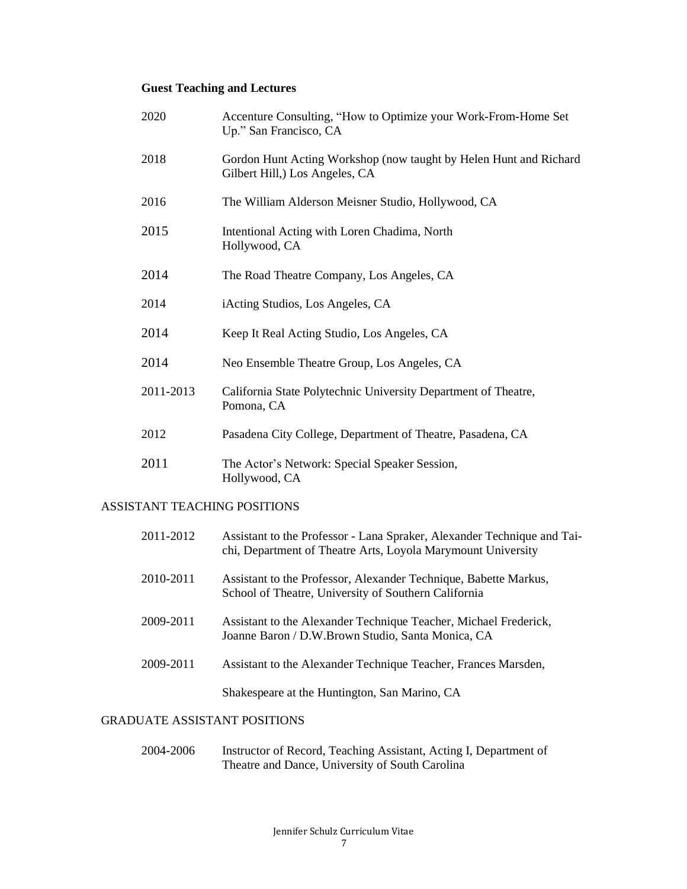**Guest Teaching and Lectures**

| | |
|---|---|
| 2020 | Accenture Consulting, "How to Optimize your Work-From-Home Set Up." San Francisco, CA |
| 2018 | Gordon Hunt Acting Workshop (now taught by Helen Hunt and Richard Gilbert Hill,) Los Angeles, CA |
| 2016 | The William Alderson Meisner Studio, Hollywood, CA |
| 2015 | Intentional Acting with Loren Chadima, North Hollywood, CA |
| 2014 | The Road Theatre Company, Los Angeles, CA |
| 2014 | iActing Studios, Los Angeles, CA |
| 2014 | Keep It Real Acting Studio, Los Angeles, CA |
| 2014 | Neo Ensemble Theatre Group, Los Angeles, CA |
| 2011-2013 | California State Polytechnic University Department of Theatre, Pomona, CA |
| 2012 | Pasadena City College, Department of Theatre, Pasadena, CA |
| 2011 | The Actor's Network: Special Speaker Session, Hollywood, CA |

ASSISTANT TEACHING POSITIONS

| | |
|---|---|
| 2011-2012 | Assistant to the Professor - Lana Spraker, Alexander Technique and Tai-chi, Department of Theatre Arts, Loyola Marymount University |
| 2010-2011 | Assistant to the Professor, Alexander Technique, Babette Markus, School of Theatre, University of Southern California |
| 2009-2011 | Assistant to the Alexander Technique Teacher, Michael Frederick, Joanne Baron / D.W.Brown Studio, Santa Monica, CA |
| 2009-2011 | Assistant to the Alexander Technique Teacher, Frances Marsden, Shakespeare at the Huntington, San Marino, CA |

GRADUATE ASSISTANT POSITIONS

| | |
|---|---|
| 2004-2006 | Instructor of Record, Teaching Assistant, Acting I, Department of Theatre and Dance, University of South Carolina |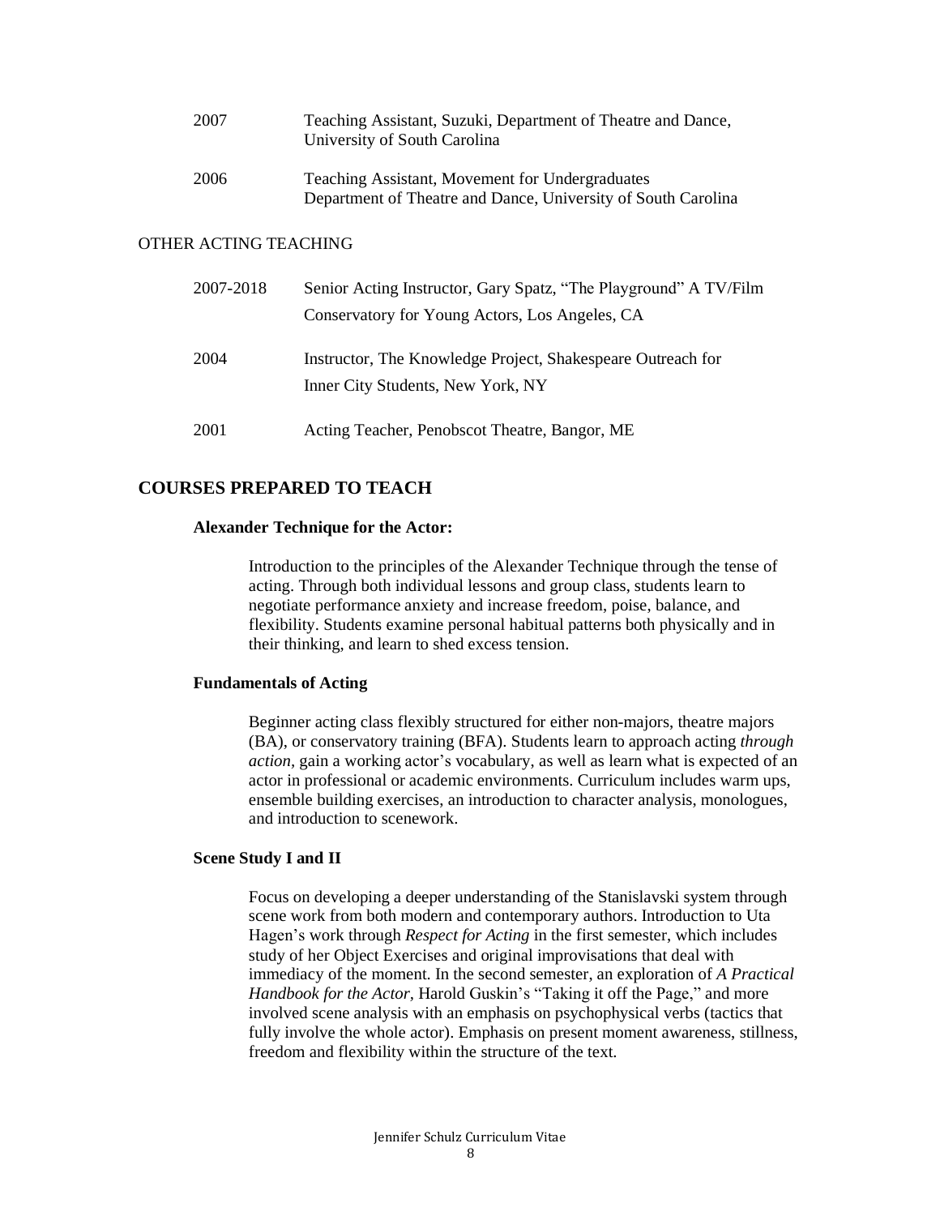| | |
|---|---|
| 2007 | Teaching Assistant, Suzuki, Department of Theatre and Dance, University of South Carolina |
| 2006 | Teaching Assistant, Movement for Undergraduates Department of Theatre and Dance, University of South Carolina |

OTHER ACTING TEACHING

| | |
|---|---|
| 2007-2018 | Senior Acting Instructor, Gary Spatz, "The Playground" A TV/Film Conservatory for Young Actors, Los Angeles, CA |
| 2004 | Instructor, The Knowledge Project, Shakespeare Outreach for Inner City Students, New York, NY |
| 2001 | Acting Teacher, Penobscot Theatre, Bangor, ME |

## COURSES PREPARED TO TEACH

**Alexander Technique for the Actor:**

Introduction to the principles of the Alexander Technique through the tense of acting. Through both individual lessons and group class, students learn to negotiate performance anxiety and increase freedom, poise, balance, and flexibility. Students examine personal habitual patterns both physically and in their thinking, and learn to shed excess tension.

**Fundamentals of Acting**

Beginner acting class flexibly structured for either non-majors, theatre majors (BA), or conservatory training (BFA). Students learn to approach acting *through action*, gain a working actor's vocabulary, as well as learn what is expected of an actor in professional or academic environments. Curriculum includes warm ups, ensemble building exercises, an introduction to character analysis, monologues, and introduction to scenework.

**Scene Study I and II**

Focus on developing a deeper understanding of the Stanislavski system through scene work from both modern and contemporary authors. Introduction to Uta Hagen's work through *Respect for Acting* in the first semester, which includes study of her Object Exercises and original improvisations that deal with immediacy of the moment. In the second semester, an exploration of *A Practical Handbook for the Actor*, Harold Guskin's "Taking it off the Page," and more involved scene analysis with an emphasis on psychophysical verbs (tactics that fully involve the whole actor). Emphasis on present moment awareness, stillness, freedom and flexibility within the structure of the text.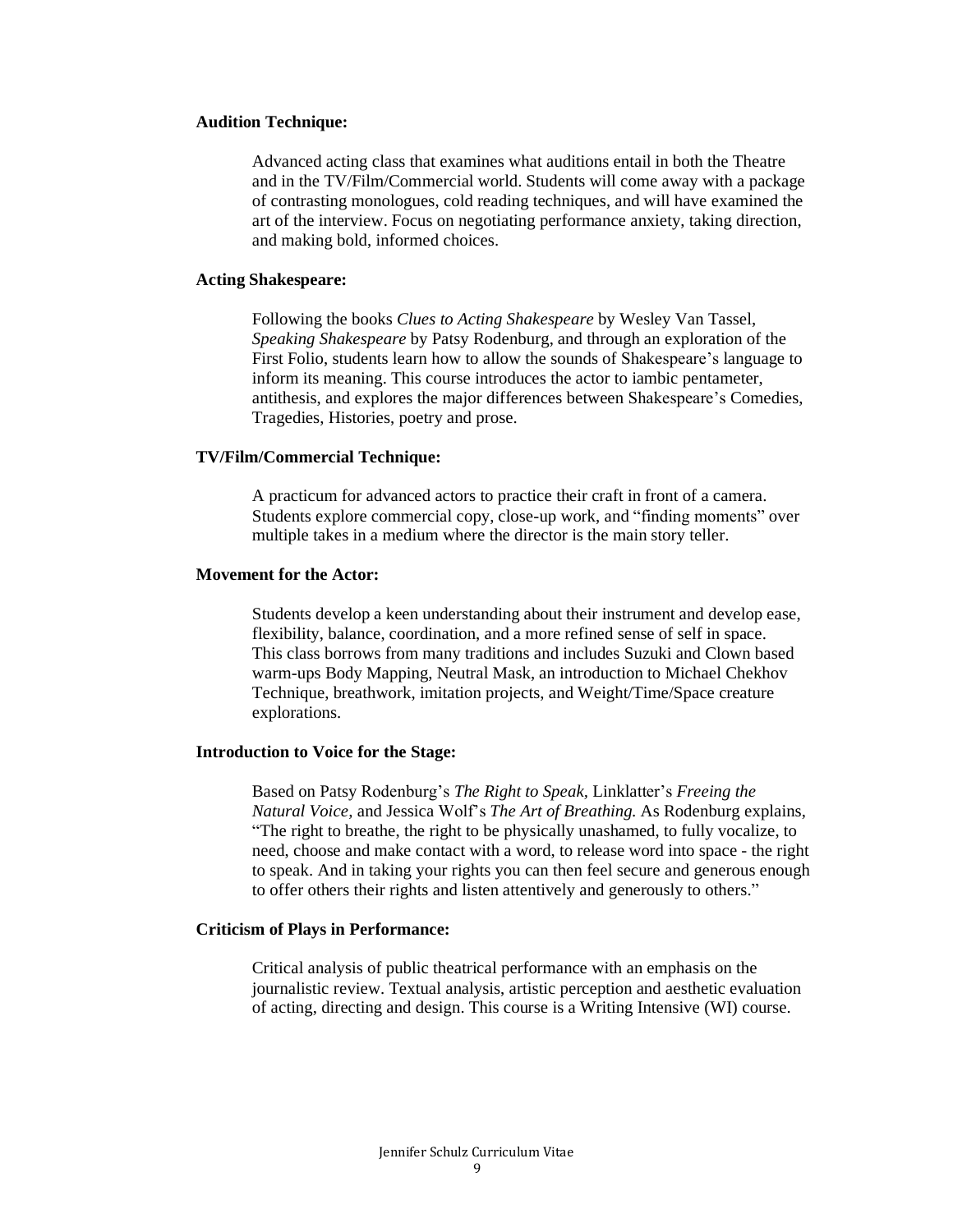**Audition Technique:**

Advanced acting class that examines what auditions entail in both the Theatre and in the TV/Film/Commercial world. Students will come away with a package of contrasting monologues, cold reading techniques, and will have examined the art of the interview. Focus on negotiating performance anxiety, taking direction, and making bold, informed choices.

**Acting Shakespeare:**

Following the books *Clues to Acting Shakespeare* by Wesley Van Tassel, *Speaking Shakespeare* by Patsy Rodenburg, and through an exploration of the First Folio, students learn how to allow the sounds of Shakespeare's language to inform its meaning. This course introduces the actor to iambic pentameter, antithesis, and explores the major differences between Shakespeare's Comedies, Tragedies, Histories, poetry and prose.

**TV/Film/Commercial Technique:**

A practicum for advanced actors to practice their craft in front of a camera. Students explore commercial copy, close-up work, and "finding moments" over multiple takes in a medium where the director is the main story teller.

**Movement for the Actor:**

Students develop a keen understanding about their instrument and develop ease, flexibility, balance, coordination, and a more refined sense of self in space. This class borrows from many traditions and includes Suzuki and Clown based warm-ups Body Mapping, Neutral Mask, an introduction to Michael Chekhov Technique, breathwork, imitation projects, and Weight/Time/Space creature explorations.

**Introduction to Voice for the Stage:**

Based on Patsy Rodenburg's *The Right to Speak*, Linklatter's *Freeing the Natural Voice*, and Jessica Wolf's *The Art of Breathing.* As Rodenburg explains, "The right to breathe, the right to be physically unashamed, to fully vocalize, to need, choose and make contact with a word, to release word into space - the right to speak. And in taking your rights you can then feel secure and generous enough to offer others their rights and listen attentively and generously to others."

**Criticism of Plays in Performance:**

Critical analysis of public theatrical performance with an emphasis on the journalistic review. Textual analysis, artistic perception and aesthetic evaluation of acting, directing and design. This course is a Writing Intensive (WI) course.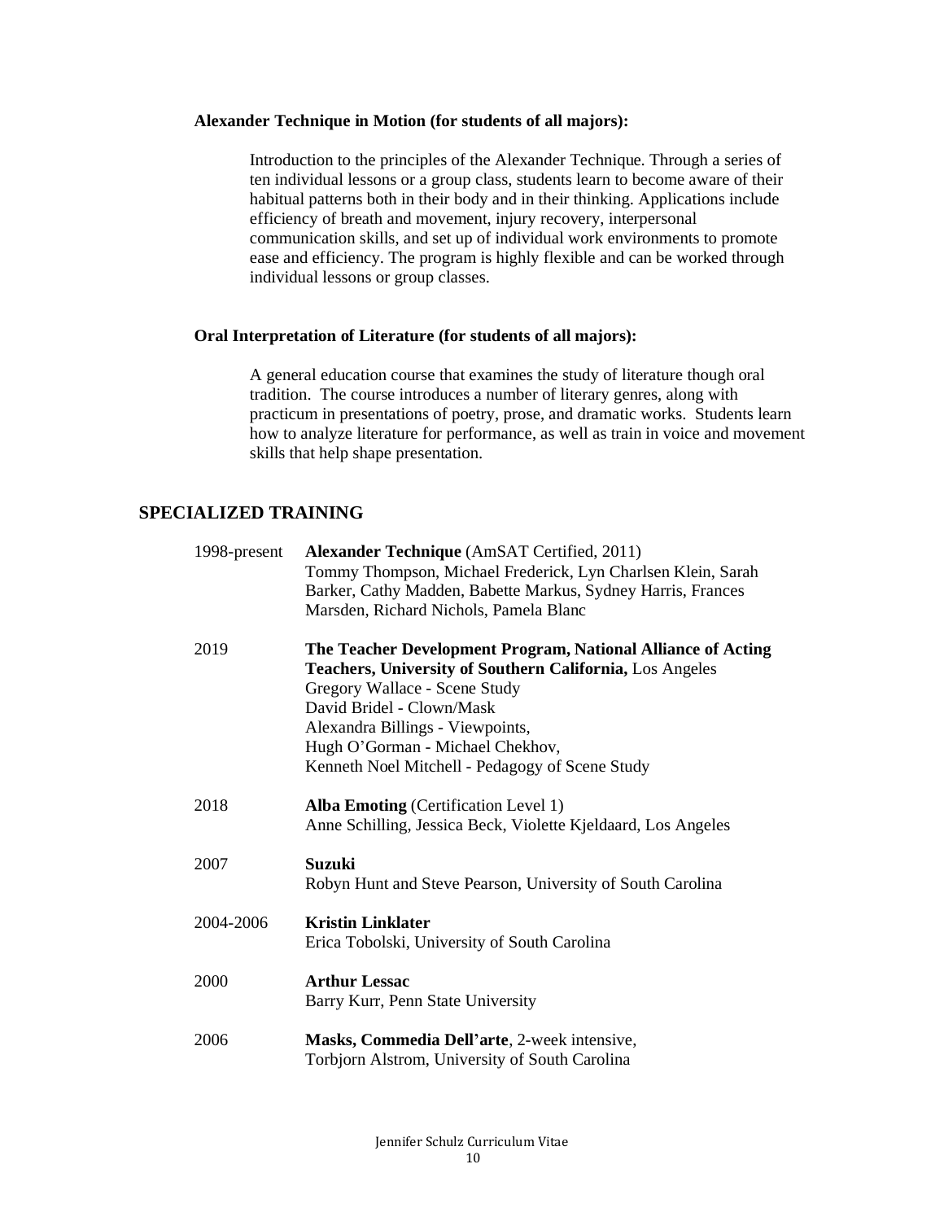**Alexander Technique in Motion (for students of all majors):**

Introduction to the principles of the Alexander Technique. Through a series of ten individual lessons or a group class, students learn to become aware of their habitual patterns both in their body and in their thinking. Applications include efficiency of breath and movement, injury recovery, interpersonal communication skills, and set up of individual work environments to promote ease and efficiency. The program is highly flexible and can be worked through individual lessons or group classes.

**Oral Interpretation of Literature (for students of all majors):**

A general education course that examines the study of literature though oral tradition. The course introduces a number of literary genres, along with practicum in presentations of poetry, prose, and dramatic works. Students learn how to analyze literature for performance, as well as train in voice and movement skills that help shape presentation.

## SPECIALIZED TRAINING

| | |
|---|---|
| 1998-present | **Alexander Technique** (AmSAT Certified, 2011)<br>Tommy Thompson, Michael Frederick, Lyn Charlsen Klein, Sarah Barker, Cathy Madden, Babette Markus, Sydney Harris, Frances Marsden, Richard Nichols, Pamela Blanc |
| 2019 | **The Teacher Development Program, National Alliance of Acting Teachers, University of Southern California,** Los Angeles<br>Gregory Wallace - Scene Study<br>David Bridel - Clown/Mask<br>Alexandra Billings - Viewpoints,<br>Hugh O'Gorman - Michael Chekhov,<br>Kenneth Noel Mitchell - Pedagogy of Scene Study |
| 2018 | **Alba Emoting** (Certification Level 1)<br>Anne Schilling, Jessica Beck, Violette Kjeldaard, Los Angeles |
| 2007 | **Suzuki**<br>Robyn Hunt and Steve Pearson, University of South Carolina |
| 2004-2006 | **Kristin Linklater**<br>Erica Tobolski, University of South Carolina |
| 2000 | **Arthur Lessac**<br>Barry Kurr, Penn State University |
| 2006 | **Masks, Commedia Dell'arte**, 2-week intensive,<br>Torbjorn Alstrom, University of South Carolina |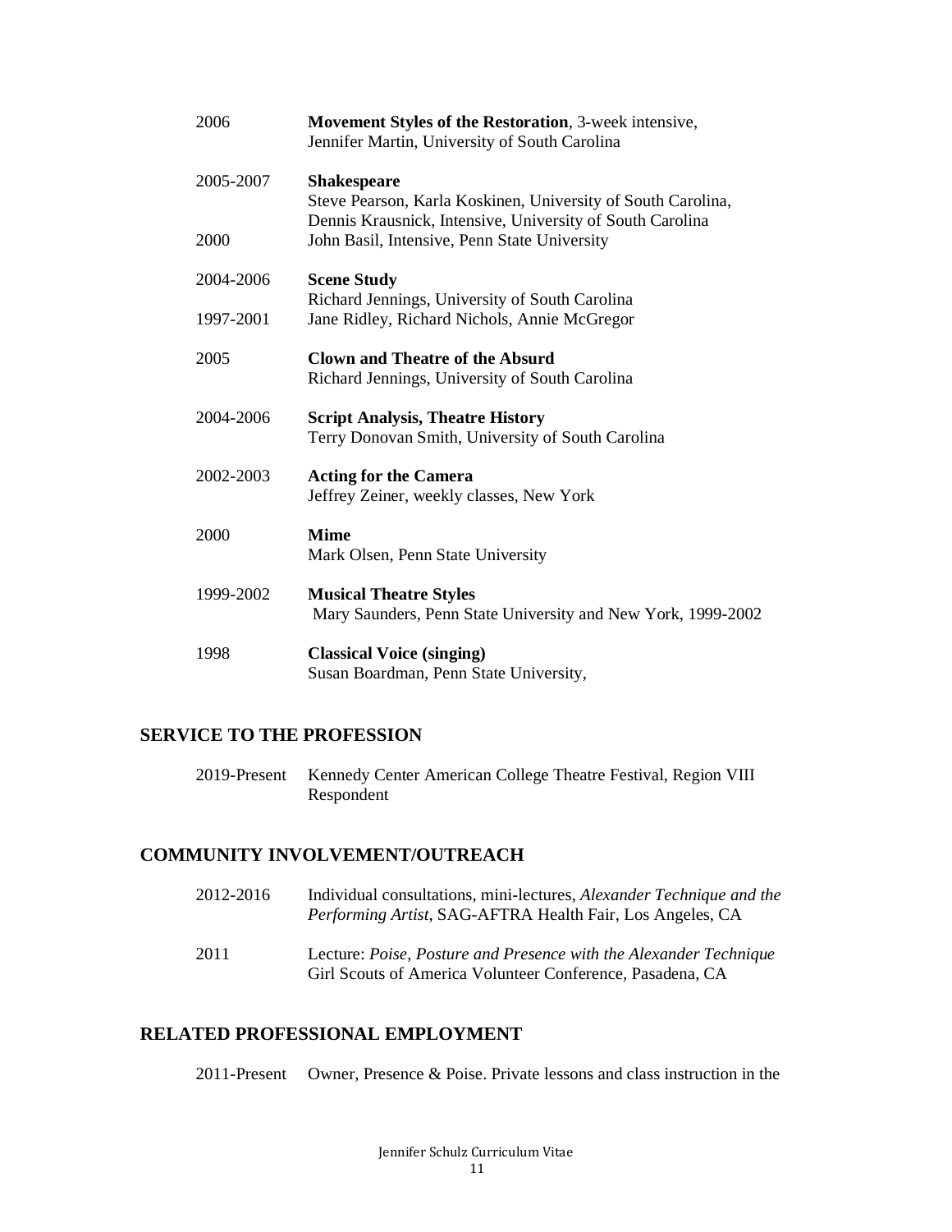2006 **Movement Styles of the Restoration**, 3-week intensive,
Jennifer Martin, University of South Carolina

2005-2007 **Shakespeare**
Steve Pearson, Karla Koskinen, University of South Carolina,
Dennis Krausnick, Intensive, University of South Carolina

2000 John Basil, Intensive, Penn State University

2004-2006 **Scene Study**
Richard Jennings, University of South Carolina

1997-2001 Jane Ridley, Richard Nichols, Annie McGregor

2005 **Clown and Theatre of the Absurd**
Richard Jennings, University of South Carolina

2004-2006 **Script Analysis, Theatre History**
Terry Donovan Smith, University of South Carolina

2002-2003 **Acting for the Camera**
Jeffrey Zeiner, weekly classes, New York

2000 **Mime**
Mark Olsen, Penn State University

1999-2002 **Musical Theatre Styles**
Mary Saunders, Penn State University and New York, 1999-2002

1998 **Classical Voice (singing)**
Susan Boardman, Penn State University,

## SERVICE TO THE PROFESSION

2019-Present Kennedy Center American College Theatre Festival, Region VIII Respondent

## COMMUNITY INVOLVEMENT/OUTREACH

2012-2016 Individual consultations, mini-lectures, *Alexander Technique and the Performing Artist*, SAG-AFTRA Health Fair, Los Angeles, CA

2011 Lecture: *Poise, Posture and Presence with the Alexander Technique*
Girl Scouts of America Volunteer Conference, Pasadena, CA

## RELATED PROFESSIONAL EMPLOYMENT

2011-Present Owner, Presence & Poise. Private lessons and class instruction in the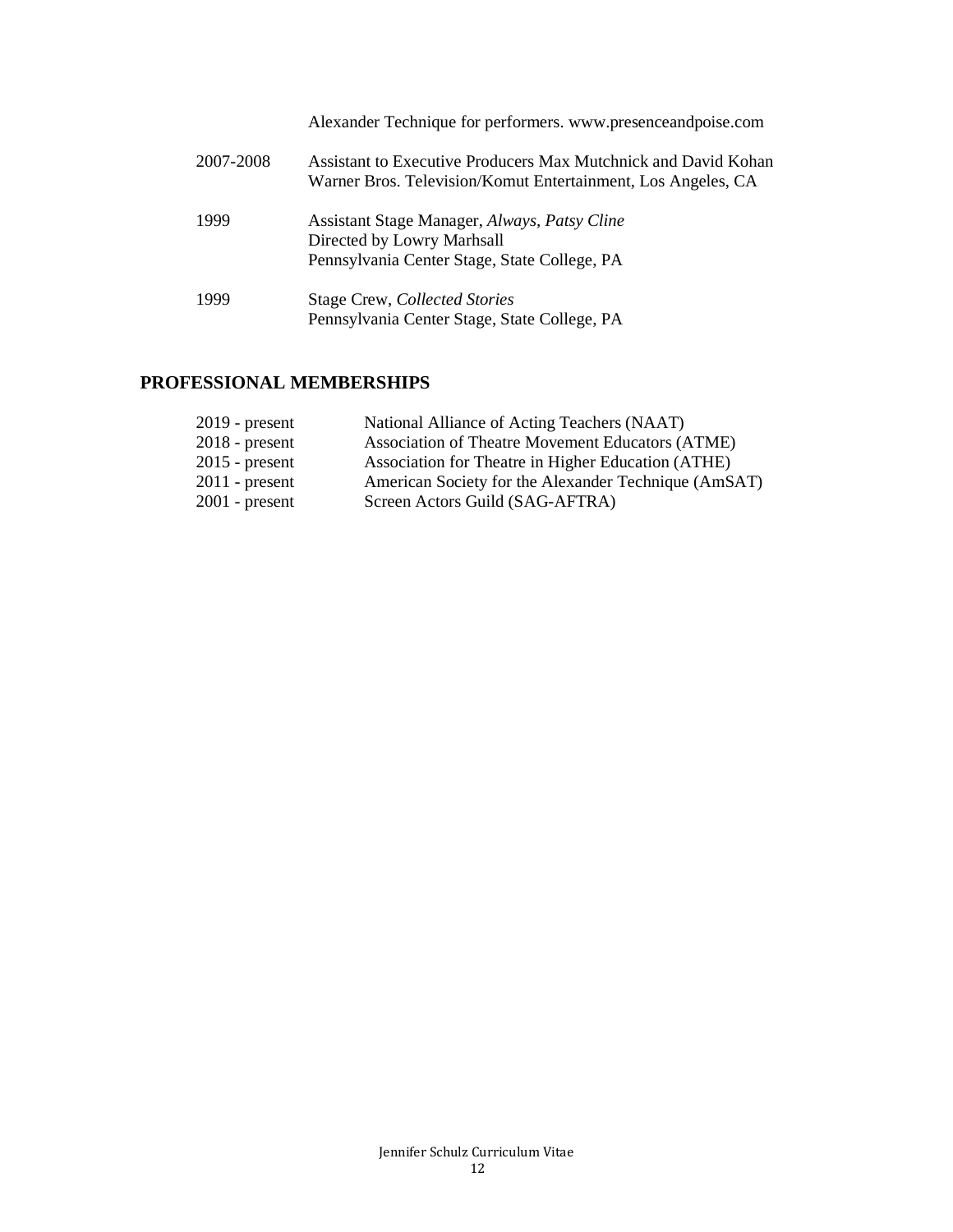Alexander Technique for performers. www.presenceandpoise.com

| | |
|---|---|
| 2007-2008 | Assistant to Executive Producers Max Mutchnick and David Kohan<br>Warner Bros. Television/Komut Entertainment, Los Angeles, CA |
| 1999 | Assistant Stage Manager, *Always, Patsy Cline*<br>Directed by Lowry Marhsall<br>Pennsylvania Center Stage, State College, PA |
| 1999 | Stage Crew, *Collected Stories*<br>Pennsylvania Center Stage, State College, PA |

## PROFESSIONAL MEMBERSHIPS

| | |
|---|---|
| 2019 - present | National Alliance of Acting Teachers (NAAT) |
| 2018 - present | Association of Theatre Movement Educators (ATME) |
| 2015 - present | Association for Theatre in Higher Education (ATHE) |
| 2011 - present | American Society for the Alexander Technique (AmSAT) |
| 2001 - present | Screen Actors Guild (SAG-AFTRA) |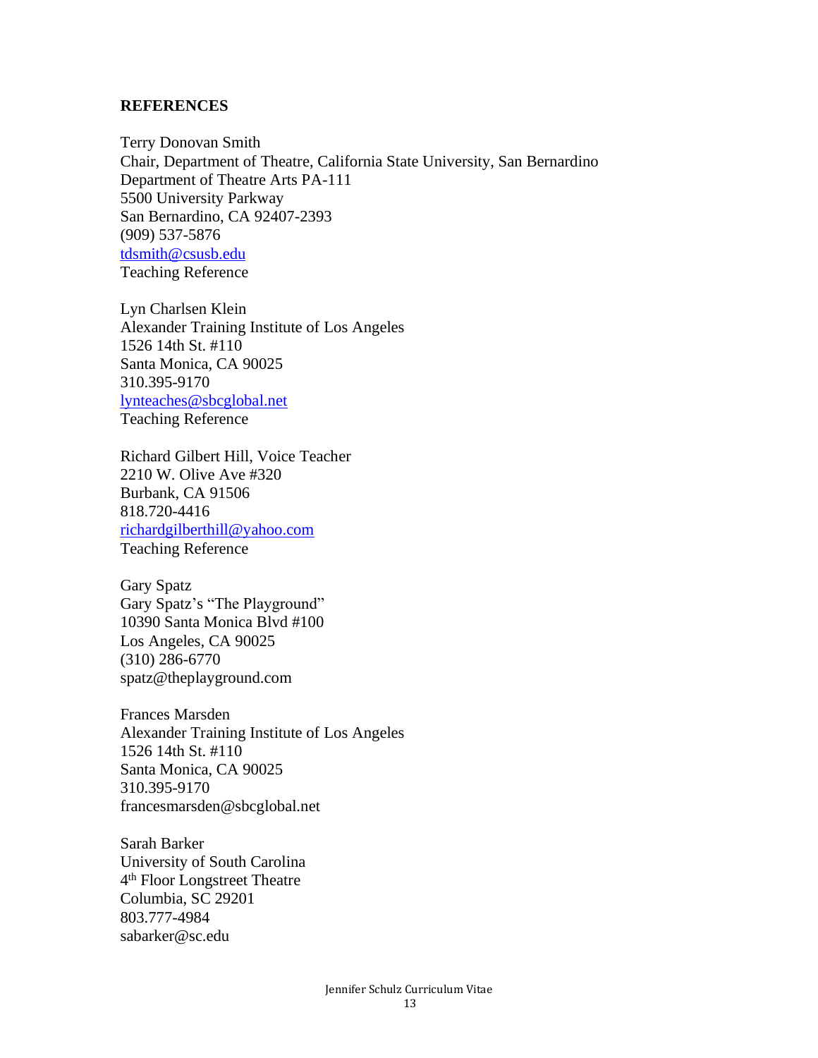**REFERENCES**

Terry Donovan Smith
Chair, Department of Theatre, California State University, San Bernardino
Department of Theatre Arts PA-111
5500 University Parkway
San Bernardino, CA 92407-2393
(909) 537-5876
tdsmith@csusb.edu
Teaching Reference

Lyn Charlsen Klein
Alexander Training Institute of Los Angeles
1526 14th St. #110
Santa Monica, CA 90025
310.395-9170
lynteaches@sbcglobal.net
Teaching Reference

Richard Gilbert Hill, Voice Teacher
2210 W. Olive Ave #320
Burbank, CA 91506
818.720-4416
richardgilberthill@yahoo.com
Teaching Reference

Gary Spatz
Gary Spatz's "The Playground"
10390 Santa Monica Blvd #100
Los Angeles, CA 90025
(310) 286-6770
spatz@theplayground.com

Frances Marsden
Alexander Training Institute of Los Angeles
1526 14th St. #110
Santa Monica, CA 90025
310.395-9170
francesmarsden@sbcglobal.net

Sarah Barker
University of South Carolina
4th Floor Longstreet Theatre
Columbia, SC 29201
803.777-4984
sabarker@sc.edu